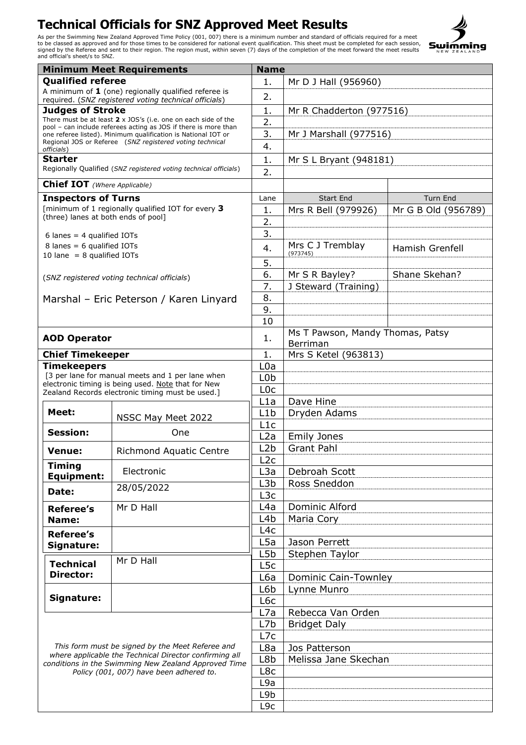# Technical Officials for SNZ Approved Meet Results

As per the Swimming New Zealand Approved Time Policy (001, 007) there is a minimum number and standard of officials required for a meet to be classed as approved and for those times to be considered for national event qualification. This sheet must be completed for each session, signed by the Referee and sent to their region. The region must, within seven (7) days of the completion of the meet forward the meet results and official's sheet/s to SNZ.

| Minimum Meet Requirements | Name | | |
|---|---|---|---|
| **Qualified referee**<br>A minimum of **1** (one) regionally qualified referee is required. (*SNZ registered voting technical officials*) | 1. | Mr D J Hall (956960) | |
| | 2. | | |
| **Judges of Stroke**<br>There must be at least **2** x JOS's (i.e. one on each side of the pool – can include referees acting as JOS if there is more than one referee listed). Minimum qualification is National IOT or Regional JOS or Referee (*SNZ registered voting technical officials*) | 1. | Mr R Chadderton (977516) | |
| | 2. | | |
| | 3. | Mr J Marshall (977516) | |
| | 4. | | |
| **Starter**<br>Regionally Qualified (*SNZ registered voting technical officials*) | 1. | Mr S L Bryant (948181) | |
| | 2. | | |
| **Chief IOT** *(Where Applicable)* | | | |
| **Inspectors of Turns**<br>[minimum of 1 regionally qualified IOT for every **3** (three) lanes at both ends of pool] | Lane | Start End | Turn End |
| 6 lanes = 4 qualified IOTs | 1. | Mrs R Bell (979926) | Mr G B Old (956789) |
| 8 lanes = 6 qualified IOTs | 2. | | |
| 10 lane = 8 qualified IOTs | 3. | | |
| | 4. | Mrs C J Tremblay (973745) | Hamish Grenfell |
| | 5. | | |
| (*SNZ registered voting technical officials*) | 6. | Mr S R Bayley? | Shane Skehan? |
| | 7. | J Steward (Training) | |
| Marshal – Eric Peterson / Karen Linyard | 8. | | |
| | 9. | | |
| | 10 | | |
| **AOD Operator** | 1. | Ms T Pawson, Mandy Thomas, Patsy Berriman | |
| **Chief Timekeeper** | 1. | Mrs S Ketel (963813) | |
| **Timekeepers**<br>[3 per lane for manual meets and 1 per lane when electronic timing is being used. Note that for New Zealand Records electronic timing must be used.] | L0a | | |
| | L0b | | |
| | L0c | | |
| | L1a | Dave Hine | |
| | L1b | Dryden Adams | |
| | L1c | | |
| | L2a | Emily Jones | |
| | L2b | Grant Pahl | |
| | L2c | | |
| | L3a | Debroah Scott | |
| | L3b | Ross Sneddon | |
| | L3c | | |
| | L4a | Dominic Alford | |
| | L4b | Maria Cory | |
| | L4c | | |
| | L5a | Jason Perrett | |
| | L5b | Stephen Taylor | |
| | L5c | | |
| | L6a | Dominic Cain-Townley | |
| | L6b | Lynne Munro | |
| | L6c | | |
| | L7a | Rebecca Van Orden | |
| | L7b | Bridget Daly | |
| | L7c | | |
| | L8a | Jos Patterson | |
| | L8b | Melissa Jane Skechan | |
| | L8c | | |
| | L9a | | |
| | L9b | | |
| | L9c | | |

| | |
|---|---|
| **Meet:** | NSSC May Meet 2022 |
| **Session:** | One |
| **Venue:** | Richmond Aquatic Centre |
| **Timing Equipment:** | Electronic |
| **Date:** | 28/05/2022 |
| **Referee's Name:** | Mr D Hall |
| **Referee's Signature:** | |
| **Technical Director:** | Mr D Hall |
| **Signature:** | |

*This form must be signed by the Meet Referee and where applicable the Technical Director confirming all conditions in the Swimming New Zealand Approved Time Policy (001, 007) have been adhered to.*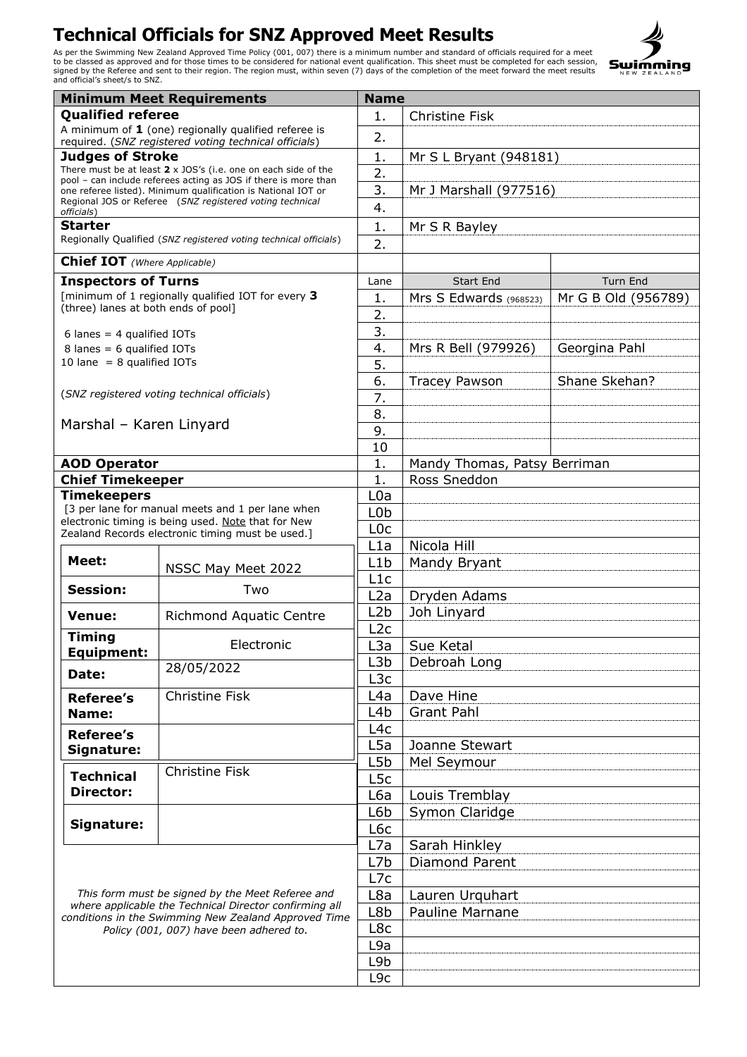# Technical Officials for SNZ Approved Meet Results

As per the Swimming New Zealand Approved Time Policy (001, 007) there is a minimum number and standard of officials required for a meet to be classed as approved and for those times to be considered for national event qualification. This sheet must be completed for each session, signed by the Referee and sent to their region. The region must, within seven (7) days of the completion of the meet forward the meet results and official's sheet/s to SNZ.

| Minimum Meet Requirements | Name | | |
|---|---|---|---|
| **Qualified referee**<br>A minimum of **1** (one) regionally qualified referee is required. (*SNZ registered voting technical officials*) | 1. | Christine Fisk | |
| | 2. | | |
| **Judges of Stroke**<br>There must be at least **2** x JOS's (i.e. one on each side of the pool – can include referees acting as JOS if there is more than one referee listed). Minimum qualification is National IOT or Regional JOS or Referee (*SNZ registered voting technical officials*) | 1. | Mr S L Bryant (948181) | |
| | 2. | | |
| | 3. | Mr J Marshall (977516) | |
| | 4. | | |
| **Starter**<br>Regionally Qualified (*SNZ registered voting technical officials*) | 1. | Mr S R Bayley | |
| | 2. | | |
| **Chief IOT** *(Where Applicable)* | | | |
| **Inspectors of Turns**<br>[minimum of 1 regionally qualified IOT for every **3** (three) lanes at both ends of pool]<br><br>6 lanes = 4 qualified IOTs<br>8 lanes = 6 qualified IOTs<br>10 lane = 8 qualified IOTs<br><br>(*SNZ registered voting technical officials*)<br><br>Marshal – Karen Linyard | Lane | Start End | Turn End |
| | 1. | Mrs S Edwards (968523) | Mr G B Old (956789) |
| | 2. | | |
| | 3. | | |
| | 4. | Mrs R Bell (979926) | Georgina Pahl |
| | 5. | | |
| | 6. | Tracey Pawson | Shane Skehan? |
| | 7. | | |
| | 8. | | |
| | 9. | | |
| | 10 | | |
| **AOD Operator** | 1. | Mandy Thomas, Patsy Berriman | |
| **Chief Timekeeper** | 1. | Ross Sneddon | |
| **Timekeepers**<br>[3 per lane for manual meets and 1 per lane when electronic timing is being used. Note that for New Zealand Records electronic timing must be used.] | L0a | | |
| | L0b | | |
| | L0c | | |
| | L1a | Nicola Hill | |
| | L1b | Mandy Bryant | |
| | L1c | | |
| | L2a | Dryden Adams | |
| | L2b | Joh Linyard | |
| | L2c | | |
| | L3a | Sue Ketal | |
| | L3b | Debroah Long | |
| | L3c | | |
| | L4a | Dave Hine | |
| | L4b | Grant Pahl | |
| | L4c | | |
| | L5a | Joanne Stewart | |
| | L5b | Mel Seymour | |
| | L5c | | |
| | L6a | Louis Tremblay | |
| | L6b | Symon Claridge | |
| | L6c | | |
| | L7a | Sarah Hinkley | |
| | L7b | Diamond Parent | |
| | L7c | | |
| | L8a | Lauren Urquhart | |
| | L8b | Pauline Marnane | |
| | L8c | | |
| | L9a | | |
| | L9b | | |
| | L9c | | |

| | |
|---|---|
| **Meet:** | NSSC May Meet 2022 |
| **Session:** | Two |
| **Venue:** | Richmond Aquatic Centre |
| **Timing Equipment:** | Electronic |
| **Date:** | 28/05/2022 |
| **Referee's Name:** | Christine Fisk |
| **Referee's Signature:** | |
| **Technical Director:** | Christine Fisk |
| **Signature:** | |

*This form must be signed by the Meet Referee and where applicable the Technical Director confirming all conditions in the Swimming New Zealand Approved Time Policy (001, 007) have been adhered to.*